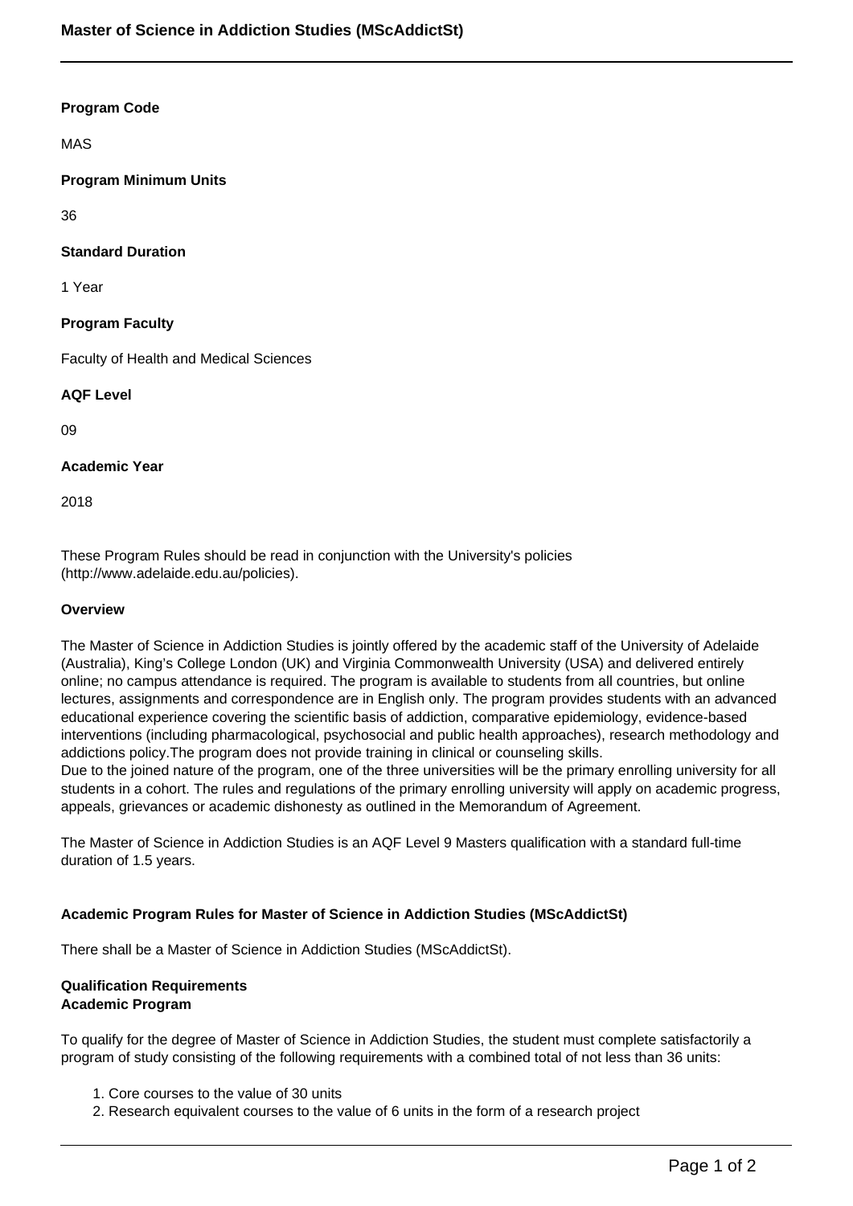# Master of Science in Addiction Studies (MScAddictSt)

**Program Code**

MAS

**Program Minimum Units**

36

**Standard Duration**

1 Year

**Program Faculty**

Faculty of Health and Medical Sciences

**AQF Level**

09

**Academic Year**

2018

These Program Rules should be read in conjunction with the University's policies (http://www.adelaide.edu.au/policies).

**Overview**

The Master of Science in Addiction Studies is jointly offered by the academic staff of the University of Adelaide (Australia), King's College London (UK) and Virginia Commonwealth University (USA) and delivered entirely online; no campus attendance is required. The program is available to students from all countries, but online lectures, assignments and correspondence are in English only. The program provides students with an advanced educational experience covering the scientific basis of addiction, comparative epidemiology, evidence-based interventions (including pharmacological, psychosocial and public health approaches), research methodology and addictions policy.The program does not provide training in clinical or counseling skills.
Due to the joined nature of the program, one of the three universities will be the primary enrolling university for all students in a cohort. The rules and regulations of the primary enrolling university will apply on academic progress, appeals, grievances or academic dishonesty as outlined in the Memorandum of Agreement.

The Master of Science in Addiction Studies is an AQF Level 9 Masters qualification with a standard full-time duration of 1.5 years.

**Academic Program Rules for Master of Science in Addiction Studies (MScAddictSt)**

There shall be a Master of Science in Addiction Studies (MScAddictSt).

**Qualification Requirements**
**Academic Program**

To qualify for the degree of Master of Science in Addiction Studies, the student must complete satisfactorily a program of study consisting of the following requirements with a combined total of not less than 36 units:

1. Core courses to the value of 30 units
2. Research equivalent courses to the value of 6 units in the form of a research project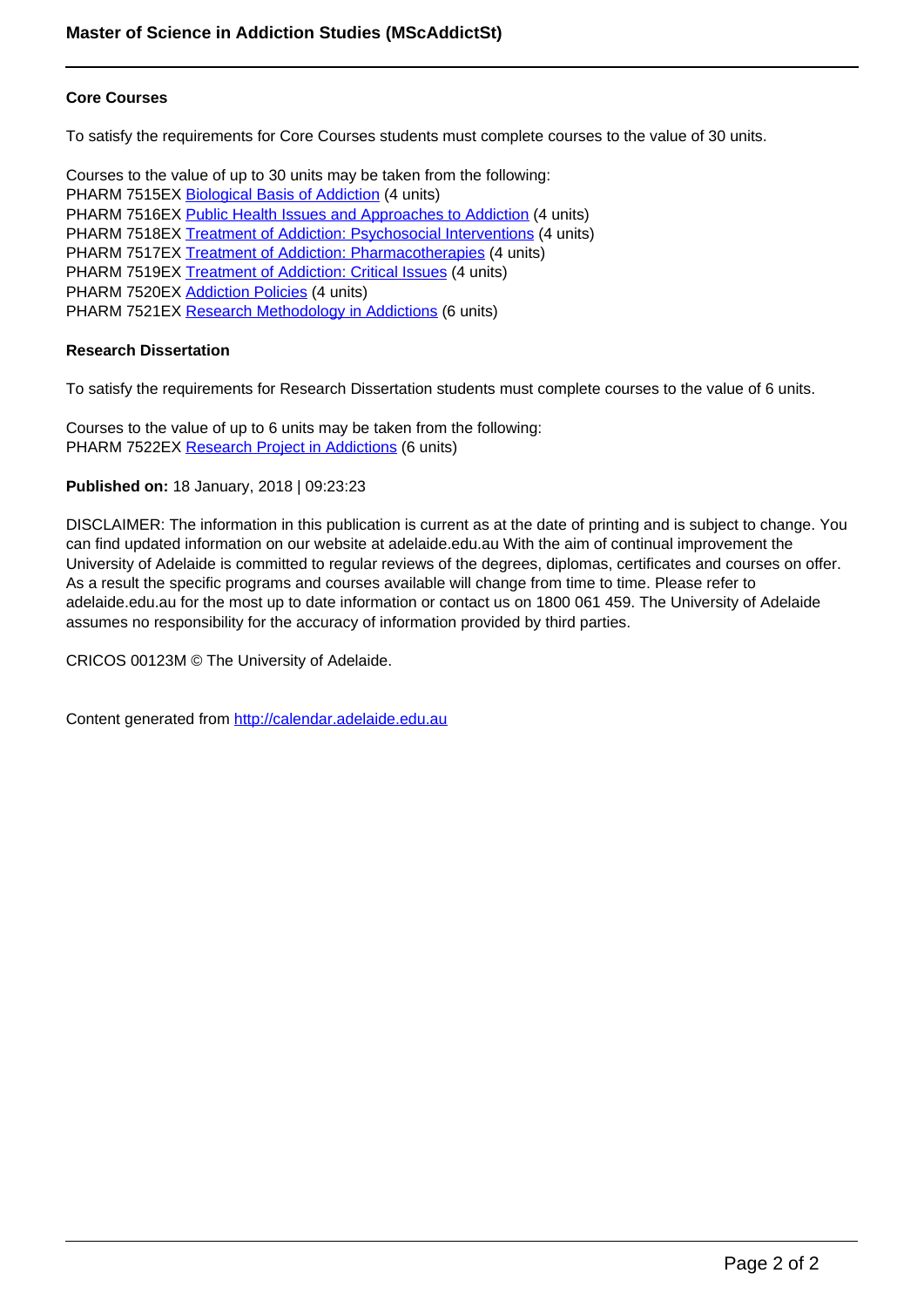#### Core Courses

To satisfy the requirements for Core Courses students must complete courses to the value of 30 units.

Courses to the value of up to 30 units may be taken from the following:
PHARM 7515EX [Biological Basis of Addiction]() (4 units)
PHARM 7516EX [Public Health Issues and Approaches to Addiction]() (4 units)
PHARM 7518EX [Treatment of Addiction: Psychosocial Interventions]() (4 units)
PHARM 7517EX [Treatment of Addiction: Pharmacotherapies]() (4 units)
PHARM 7519EX [Treatment of Addiction: Critical Issues]() (4 units)
PHARM 7520EX [Addiction Policies]() (4 units)
PHARM 7521EX [Research Methodology in Addictions]() (6 units)

#### Research Dissertation

To satisfy the requirements for Research Dissertation students must complete courses to the value of 6 units.

Courses to the value of up to 6 units may be taken from the following:
PHARM 7522EX [Research Project in Addictions]() (6 units)

**Published on:** 18 January, 2018 | 09:23:23

DISCLAIMER: The information in this publication is current as at the date of printing and is subject to change. You can find updated information on our website at adelaide.edu.au With the aim of continual improvement the University of Adelaide is committed to regular reviews of the degrees, diplomas, certificates and courses on offer. As a result the specific programs and courses available will change from time to time. Please refer to adelaide.edu.au for the most up to date information or contact us on 1800 061 459. The University of Adelaide assumes no responsibility for the accuracy of information provided by third parties.

CRICOS 00123M © The University of Adelaide.

Content generated from [http://calendar.adelaide.edu.au](http://calendar.adelaide.edu.au)